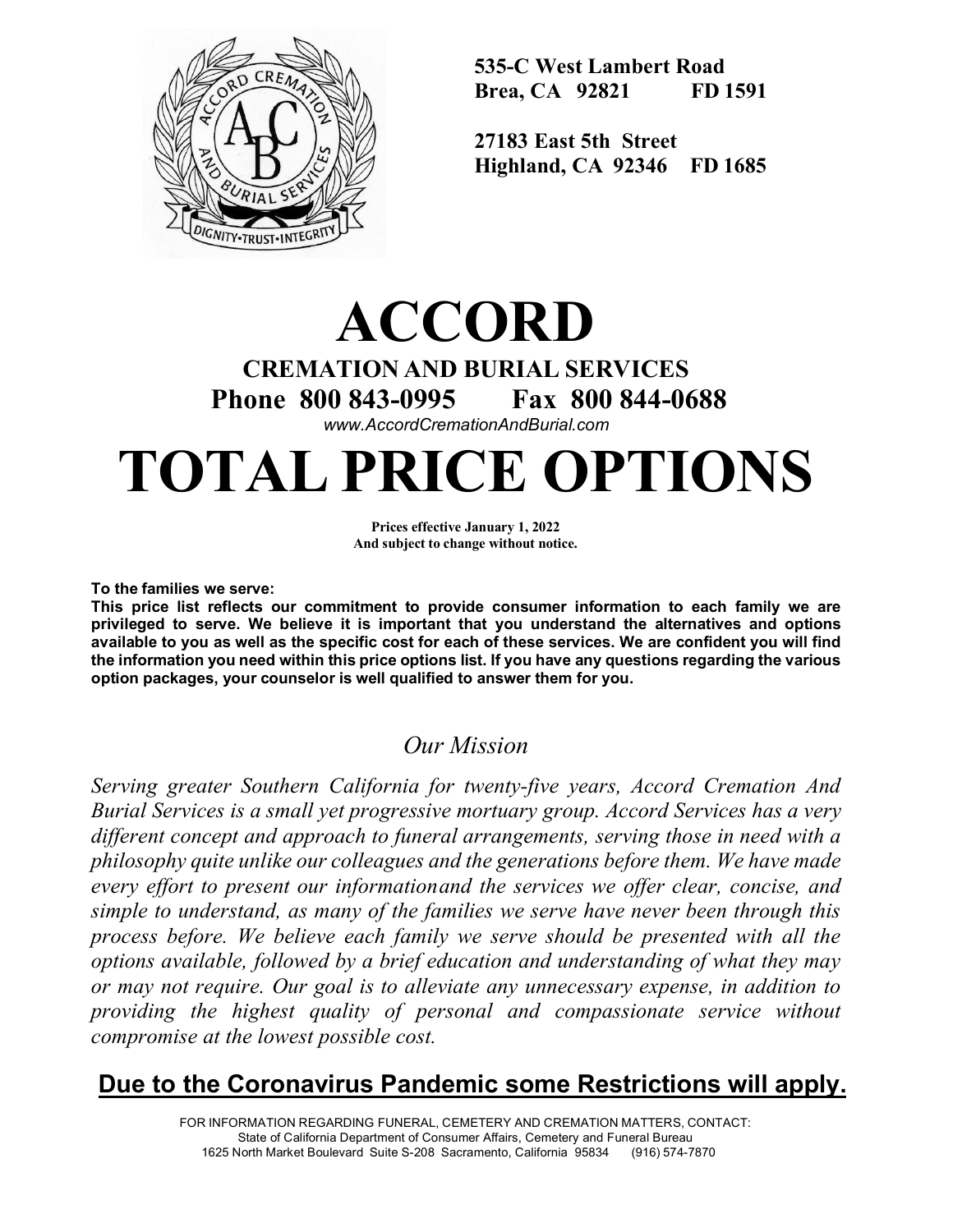535-C West Lambert Road
Brea, CA 92821 FD 1591

27183 East 5th Street
Highland, CA 92346 FD 1685

# ACCORD

## CREMATION AND BURIAL SERVICES

## Phone 800 843-0995 Fax 800 844-0688

*www.AccordCremationAndBurial.com*

# TOTAL PRICE OPTIONS

**Prices effective January 1, 2022**
**And subject to change without notice.**

**To the families we serve:**
**This price list reflects our commitment to provide consumer information to each family we are privileged to serve. We believe it is important that you understand the alternatives and options available to you as well as the specific cost for each of these services. We are confident you will find the information you need within this price options list. If you have any questions regarding the various option packages, your counselor is well qualified to answer them for you.**

## *Our Mission*

*Serving greater Southern California for twenty-five years, Accord Cremation And Burial Services is a small yet progressive mortuary group. Accord Services has a very different concept and approach to funeral arrangements, serving those in need with a philosophy quite unlike our colleagues and the generations before them. We have made every effort to present our informationand the services we offer clear, concise, and simple to understand, as many of the families we serve have never been through this process before. We believe each family we serve should be presented with all the options available, followed by a brief education and understanding of what they may or may not require. Our goal is to alleviate any unnecessary expense, in addition to providing the highest quality of personal and compassionate service without compromise at the lowest possible cost.*

## **Due to the Coronavirus Pandemic some Restrictions will apply.**

FOR INFORMATION REGARDING FUNERAL, CEMETERY AND CREMATION MATTERS, CONTACT:
State of California Department of Consumer Affairs, Cemetery and Funeral Bureau
1625 North Market Boulevard Suite S-208 Sacramento, California 95834 (916) 574-7870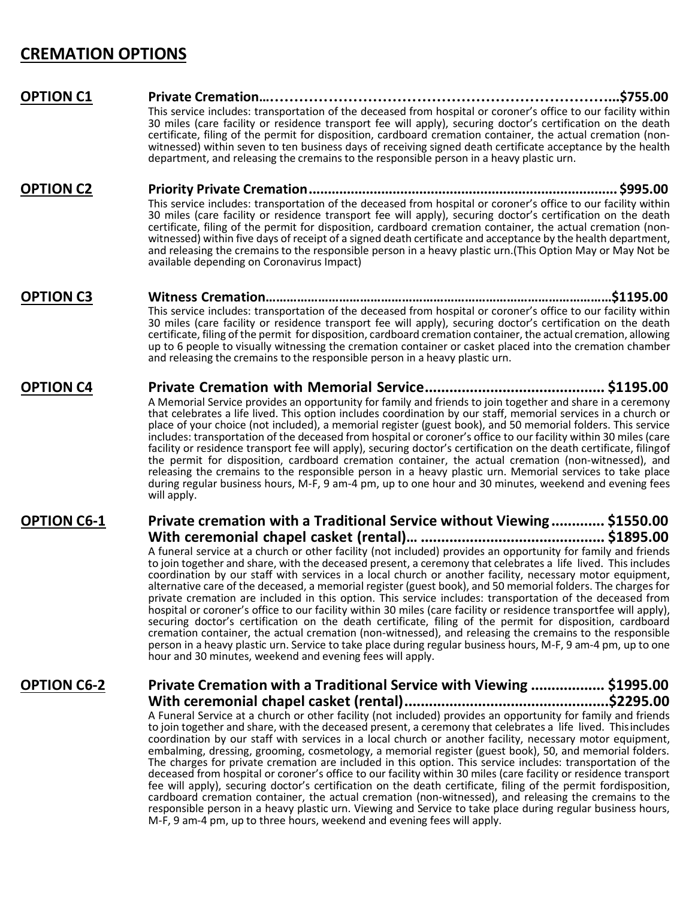## CREATION OPTIONS

**OPTION C1** **Private Cremation…………………………………………………………………...$755.00**

This service includes: transportation of the deceased from hospital or coroner's office to our facility within 30 miles (care facility or residence transport fee will apply), securing doctor's certification on the death certificate, filing of the permit for disposition, cardboard cremation container, the actual cremation (non-witnessed) within seven to ten business days of receiving signed death certificate acceptance by the health department, and releasing the cremains to the responsible person in a heavy plastic urn.

**OPTION C2** **Priority Private Cremation.............................................................................. $995.00**

This service includes: transportation of the deceased from hospital or coroner's office to our facility within 30 miles (care facility or residence transport fee will apply), securing doctor's certification on the death certificate, filing of the permit for disposition, cardboard cremation container, the actual cremation (non-witnessed) within five days of receipt of a signed death certificate and acceptance by the health department, and releasing the cremains to the responsible person in a heavy plastic urn.(This Option May or May Not be available depending on Coronavirus Impact)

**OPTION C3** **Witness Cremation……………………………………………………………………………$1195.00**

This service includes: transportation of the deceased from hospital or coroner's office to our facility within 30 miles (care facility or residence transport fee will apply), securing doctor's certification on the death certificate, filing of the permit for disposition, cardboard cremation container, the actual cremation, allowing up to 6 people to visually witnessing the cremation container or casket placed into the cremation chamber and releasing the cremains to the responsible person in a heavy plastic urn.

**OPTION C4** **Private Cremation with Memorial Service........................................... $1195.00**

A Memorial Service provides an opportunity for family and friends to join together and share in a ceremony that celebrates a life lived. This option includes coordination by our staff, memorial services in a church or place of your choice (not included), a memorial register (guest book), and 50 memorial folders. This service includes: transportation of the deceased from hospital or coroner's office to our facility within 30 miles (care facility or residence transport fee will apply), securing doctor's certification on the death certificate, filingof the permit for disposition, cardboard cremation container, the actual cremation (non-witnessed), and releasing the cremains to the responsible person in a heavy plastic urn. Memorial services to take place during regular business hours, M-F, 9 am-4 pm, up to one hour and 30 minutes, weekend and evening fees will apply.

**OPTION C6-1** **Private cremation with a Traditional Service without Viewing ............ $1550.00**
**With ceremonial chapel casket (rental)… ........................................... $1895.00**

A funeral service at a church or other facility (not included) provides an opportunity for family and friends to join together and share, with the deceased present, a ceremony that celebrates a life lived. This includes coordination by our staff with services in a local church or another facility, necessary motor equipment, alternative care of the deceased, a memorial register (guest book), and 50 memorial folders. The charges for private cremation are included in this option. This service includes: transportation of the deceased from hospital or coroner's office to our facility within 30 miles (care facility or residence transportfee will apply), securing doctor's certification on the death certificate, filing of the permit for disposition, cardboard cremation container, the actual cremation (non-witnessed), and releasing the cremains to the responsible person in a heavy plastic urn. Service to take place during regular business hours, M-F, 9 am-4 pm, up to one hour and 30 minutes, weekend and evening fees will apply.

**OPTION C6-2** **Private Cremation with a Traditional Service with Viewing ................. $1995.00**
**With ceremonial chapel casket (rental)................................................$2295.00**

A Funeral Service at a church or other facility (not included) provides an opportunity for family and friends to join together and share, with the deceased present, a ceremony that celebrates a life lived. Thisincludes coordination by our staff with services in a local church or another facility, necessary motor equipment, embalming, dressing, grooming, cosmetology, a memorial register (guest book), 50, and memorial folders. The charges for private cremation are included in this option. This service includes: transportation of the deceased from hospital or coroner's office to our facility within 30 miles (care facility or residence transport fee will apply), securing doctor's certification on the death certificate, filing of the permit fordisposition, cardboard cremation container, the actual cremation (non-witnessed), and releasing the cremains to the responsible person in a heavy plastic urn. Viewing and Service to take place during regular business hours, M-F, 9 am-4 pm, up to three hours, weekend and evening fees will apply.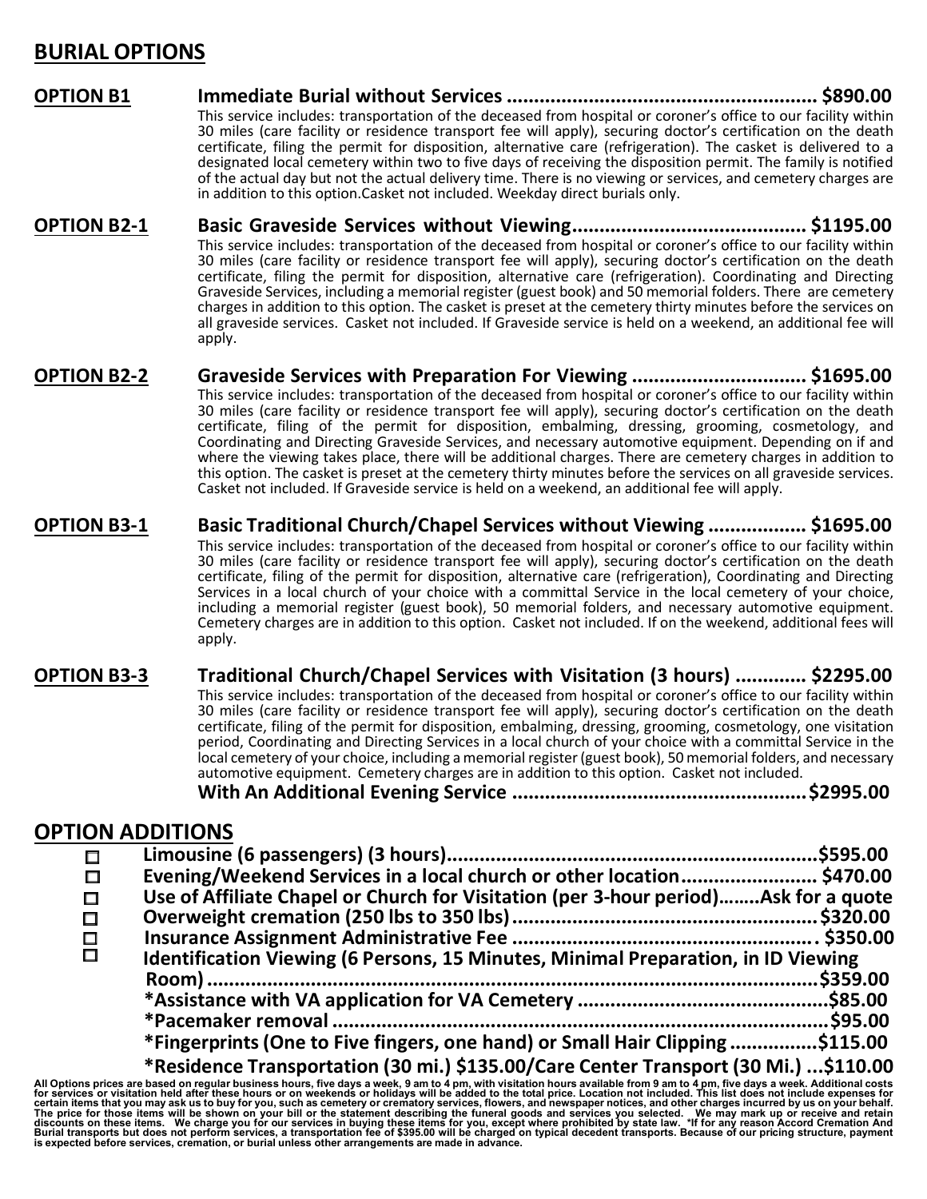## BURIAL OPTIONS

**OPTION B1** **Immediate Burial without Services ........................................................ $890.00**

This service includes: transportation of the deceased from hospital or coroner's office to our facility within 30 miles (care facility or residence transport fee will apply), securing doctor's certification on the death certificate, filing the permit for disposition, alternative care (refrigeration). The casket is delivered to a designated local cemetery within two to five days of receiving the disposition permit. The family is notified of the actual day but not the actual delivery time. There is no viewing or services, and cemetery charges are in addition to this option.Casket not included. Weekday direct burials only.

**OPTION B2-1** **Basic Graveside Services without Viewing.......................................... $1195.00**

This service includes: transportation of the deceased from hospital or coroner's office to our facility within 30 miles (care facility or residence transport fee will apply), securing doctor's certification on the death certificate, filing the permit for disposition, alternative care (refrigeration). Coordinating and Directing Graveside Services, including a memorial register (guest book) and 50 memorial folders. There are cemetery charges in addition to this option. The casket is preset at the cemetery thirty minutes before the services on all graveside services. Casket not included. If Graveside service is held on a weekend, an additional fee will apply.

**OPTION B2-2** **Graveside Services with Preparation For Viewing ................................ $1695.00**

This service includes: transportation of the deceased from hospital or coroner's office to our facility within 30 miles (care facility or residence transport fee will apply), securing doctor's certification on the death certificate, filing of the permit for disposition, embalming, dressing, grooming, cosmetology, and Coordinating and Directing Graveside Services, and necessary automotive equipment. Depending on if and where the viewing takes place, there will be additional charges. There are cemetery charges in addition to this option. The casket is preset at the cemetery thirty minutes before the services on all graveside services. Casket not included. If Graveside service is held on a weekend, an additional fee will apply.

**OPTION B3-1** **Basic Traditional Church/Chapel Services without Viewing ................. $1695.00**

This service includes: transportation of the deceased from hospital or coroner's office to our facility within 30 miles (care facility or residence transport fee will apply), securing doctor's certification on the death certificate, filing of the permit for disposition, alternative care (refrigeration), Coordinating and Directing Services in a local church of your choice with a committal Service in the local cemetery of your choice, including a memorial register (guest book), 50 memorial folders, and necessary automotive equipment. Cemetery charges are in addition to this option. Casket not included. If on the weekend, additional fees will apply.

**OPTION B3-3** **Traditional Church/Chapel Services with Visitation (3 hours) ............ $2295.00**

This service includes: transportation of the deceased from hospital or coroner's office to our facility within 30 miles (care facility or residence transport fee will apply), securing doctor's certification on the death certificate, filing of the permit for disposition, embalming, dressing, grooming, cosmetology, one visitation period, Coordinating and Directing Services in a local church of your choice with a committal Service in the local cemetery of your choice, including a memorial register (guest book), 50 memorial folders, and necessary automotive equipment. Cemetery charges are in addition to this option. Casket not included.

**With An Additional Evening Service ..................................................... $2995.00**

## OPTION ADDITIONS

- ☐ **Limousine (6 passengers) (3 hours)................................................................$595.00**
- ☐ **Evening/Weekend Services in a local church or other location........................ $470.00**
- ☐ **Use of Affiliate Chapel or Church for Visitation (per 3-hour period)........Ask for a quote**
- ☐ **Overweight cremation (250 lbs to 350 lbs).......................................................$320.00**
- ☐ **Insurance Assignment Administrative Fee ...................................................... $350.00**
- ☐ **Identification Viewing (6 Persons, 15 Minutes, Minimal Preparation, in ID Viewing Room)..........................................................................................................$359.00**
- **\*Assistance with VA application for VA Cemetery .............................................$85.00**
- **\*Pacemaker removal .........................................................................................$95.00**
- **\*Fingerprints (One to Five fingers, one hand) or Small Hair Clipping ................$115.00**
- **\*Residence Transportation (30 mi.) $135.00/Care Center Transport (30 Mi.) ...$110.00**

**All Options prices are based on regular business hours, five days a week, 9 am to 4 pm, with visitation hours available from 9 am to 4 pm, five days a week. Additional costs for services or visitation held after these hours or on weekends or holidays will be added to the total price. Location not included. This list does not include expenses for certain items that you may ask us to buy for you, such as cemetery or crematory services, flowers, and newspaper notices, and other charges incurred by us on your behalf. The price for those items will be shown on your bill or the statement describing the funeral goods and services you selected. We may mark up or receive and retain discounts on these items. We charge you for our services in buying these items for you, except where prohibited by state law. \*If for any reason Accord Cremation And Burial transports but does not perform services, a transportation fee of $395.00 will be charged on typical decedent transports. Because of our pricing structure, payment is expected before services, cremation, or burial unless other arrangements are made in advance.**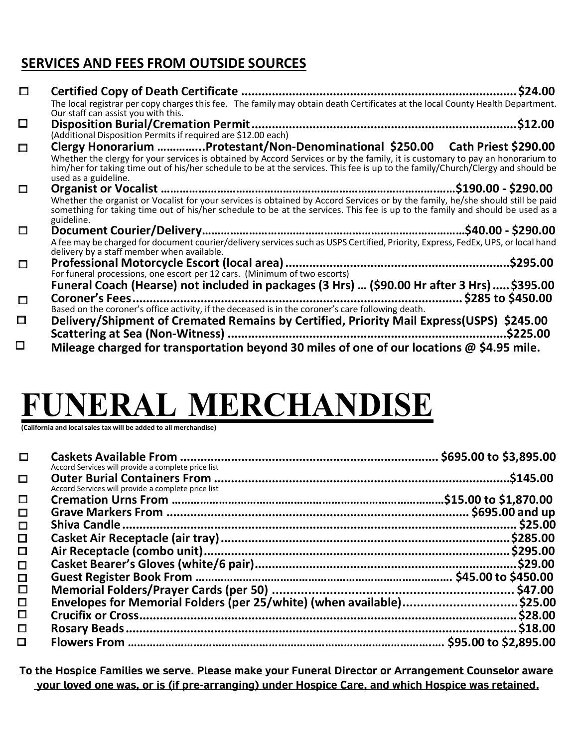## SERVICES AND FEES FROM OUTSIDE SOURCES

- ☐ **Certified Copy of Death Certificate .......... $24.00**
  The local registrar per copy charges this fee. The family may obtain death Certificates at the local County Health Department. Our staff can assist you with this.
- ☐ **Disposition Burial/Cremation Permit .......... $12.00**
  (Additional Disposition Permits if required are $12.00 each)
- ☐ **Clergy Honorarium ..........Protestant/Non-Denominational $250.00 Cath Priest $290.00**
  Whether the clergy for your services is obtained by Accord Services or by the family, it is customary to pay an honorarium to him/her for taking time out of his/her schedule to be at the services. This fee is up to the family/Church/Clergy and should be used as a guideline.
- ☐ **Organist or Vocalist .......... $190.00 - $290.00**
  Whether the organist or Vocalist for your services is obtained by Accord Services or by the family, he/she should still be paid something for taking time out of his/her schedule to be at the services. This fee is up to the family and should be used as a guideline.
- ☐ **Document Courier/Delivery.......... $40.00 - $290.00**
  A fee may be charged for document courier/delivery services such as USPS Certified, Priority, Express, FedEx, UPS, or local hand delivery by a staff member when available.
- ☐ **Professional Motorcycle Escort (local area) .......... $295.00**
  For funeral processions, one escort per 12 cars. (Minimum of two escorts)
  **Funeral Coach (Hearse) not included in packages (3 Hrs) … ($90.00 Hr after 3 Hrs) ..... $395.00**
- ☐ **Coroner's Fees.......... $285 to $450.00**
  Based on the coroner's office activity, if the deceased is in the coroner's care following death.
- ☐ **Delivery/Shipment of Cremated Remains by Certified, Priority Mail Express(USPS) $245.00**
  **Scattering at Sea (Non-Witness) .......... $225.00**
- ☐ **Mileage charged for transportation beyond 30 miles of one of our locations @ $4.95 mile.**

# FUNERAL MERCHANDISE

**(California and local sales tax will be added to all merchandise)**

- ☐ **Caskets Available From .......... $695.00 to $3,895.00**
  Accord Services will provide a complete price list
- ☐ **Outer Burial Containers From .......... $145.00**
  Accord Services will provide a complete price list
- ☐ **Cremation Urns From .......... $15.00 to $1,870.00**
- ☐ **Grave Markers From .......... $695.00 and up**
- ☐ **Shiva Candle .......... $25.00**
- ☐ **Casket Air Receptacle (air tray) .......... $285.00**
- ☐ **Air Receptacle (combo unit) .......... $295.00**
- ☐ **Casket Bearer's Gloves (white/6 pair) .......... $29.00**
- ☐ **Guest Register Book From .......... $45.00 to $450.00**
- ☐ **Memorial Folders/Prayer Cards (per 50) .......... $47.00**
- ☐ **Envelopes for Memorial Folders (per 25/white) (when available) .......... $25.00**
- ☐ **Crucifix or Cross .......... $28.00**
- ☐ **Rosary Beads .......... $18.00**
- ☐ **Flowers From .......... $95.00 to $2,895.00**

**To the Hospice Families we serve. Please make your Funeral Director or Arrangement Counselor aware your loved one was, or is (if pre-arranging) under Hospice Care, and which Hospice was retained.**